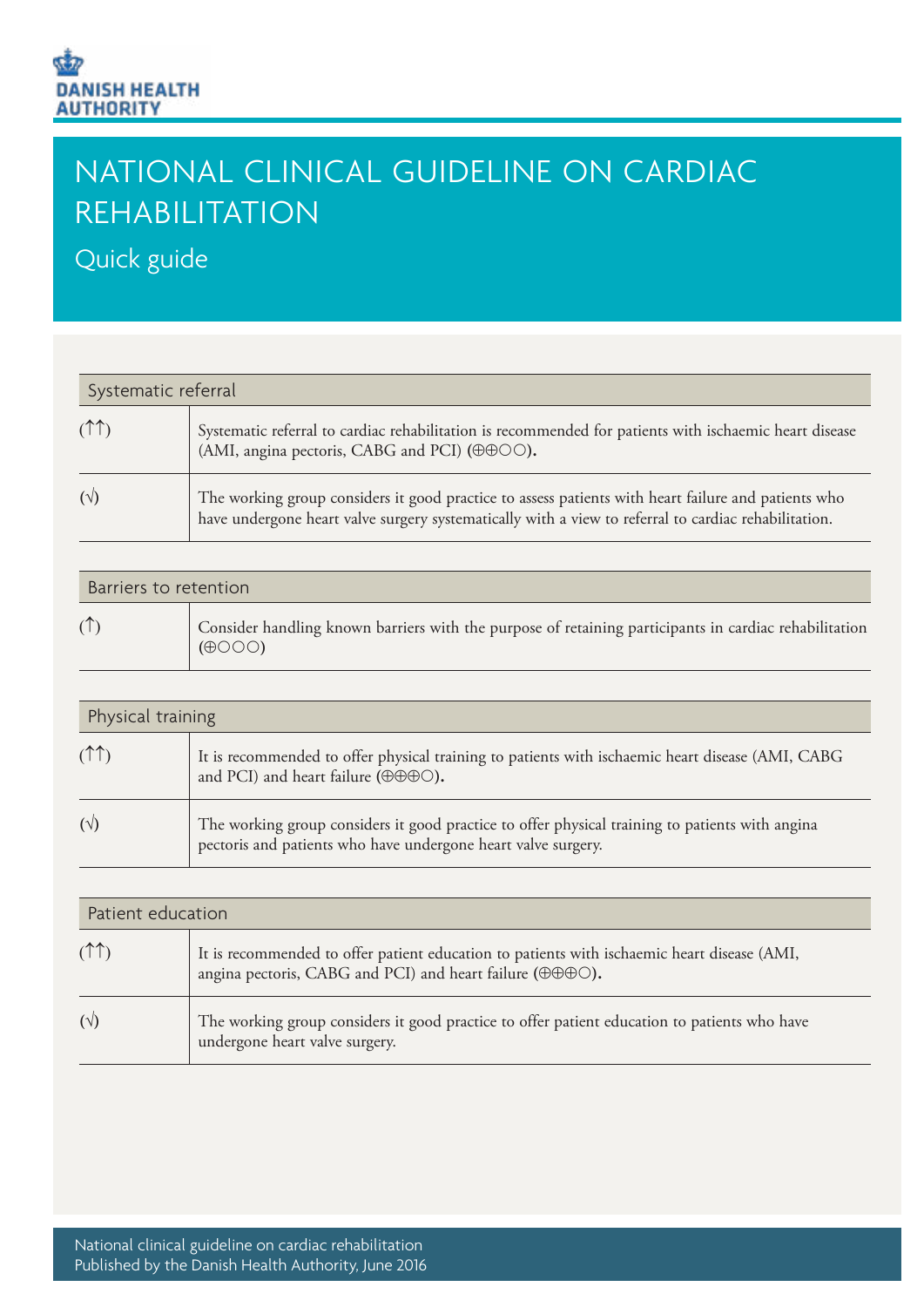DANISH HEALTH AUTHORITY

# NATIONAL CLINICAL GUIDELINE ON CARDIAC REHABILITATION

## Quick guide

| Systematic referral | |
|---|---|
| (↑↑) | Systematic referral to cardiac rehabilitation is recommended for patients with ischaemic heart disease (AMI, angina pectoris, CABG and PCI) (⊕⊕○○). |
| (√) | The working group considers it good practice to assess patients with heart failure and patients who have undergone heart valve surgery systematically with a view to referral to cardiac rehabilitation. |

| Barriers to retention | |
|---|---|
| (↑) | Consider handling known barriers with the purpose of retaining participants in cardiac rehabilitation (⊕○○○) |

| Physical training | |
|---|---|
| (↑↑) | It is recommended to offer physical training to patients with ischaemic heart disease (AMI, CABG and PCI) and heart failure (⊕⊕⊕○). |
| (√) | The working group considers it good practice to offer physical training to patients with angina pectoris and patients who have undergone heart valve surgery. |

| Patient education | |
|---|---|
| (↑↑) | It is recommended to offer patient education to patients with ischaemic heart disease (AMI, angina pectoris, CABG and PCI) and heart failure (⊕⊕⊕○). |
| (√) | The working group considers it good practice to offer patient education to patients who have undergone heart valve surgery. |

National clinical guideline on cardiac rehabilitation
Published by the Danish Health Authority, June 2016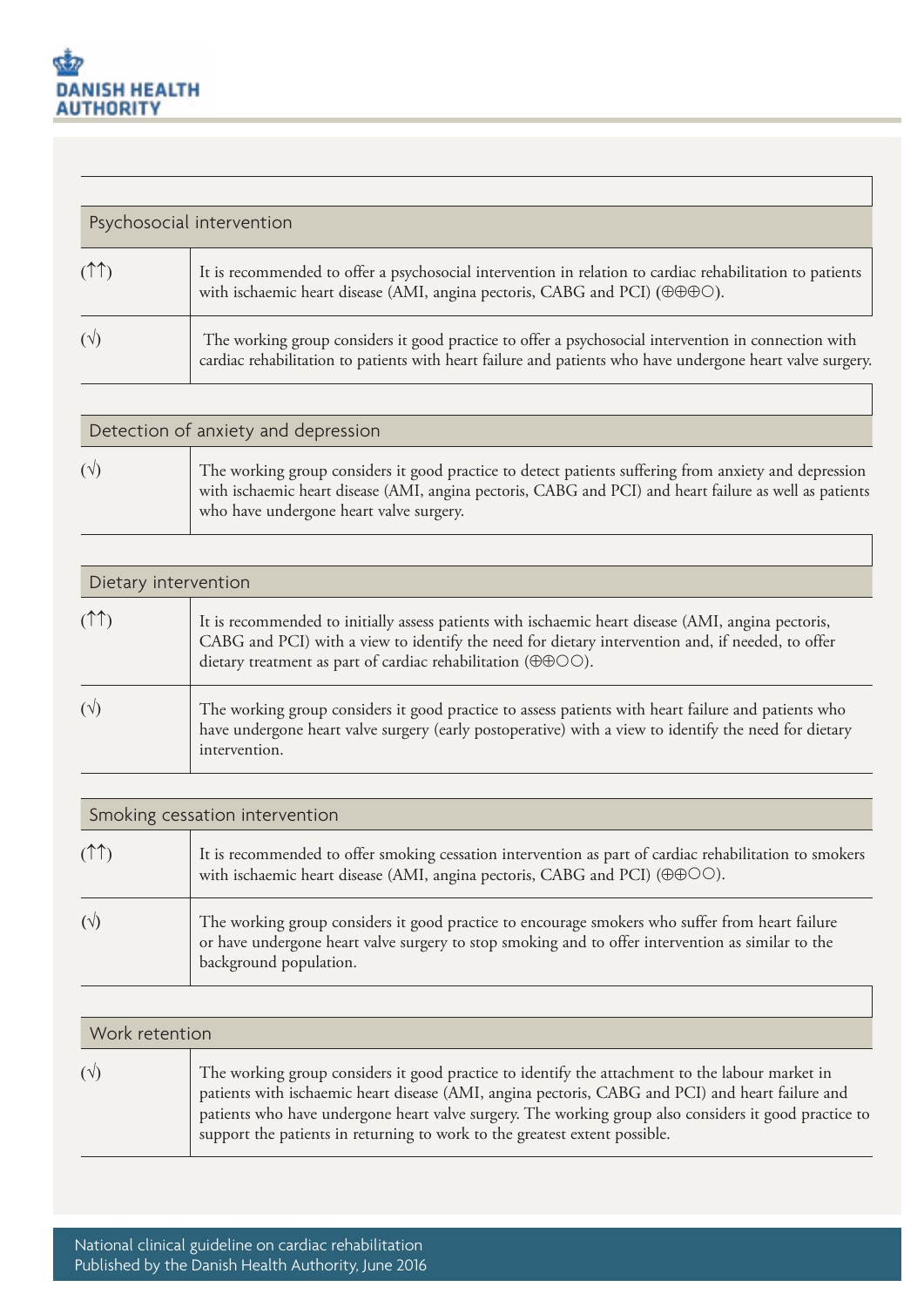| Psychosocial intervention | |
|---|---|
| (↑↑) | It is recommended to offer a psychosocial intervention in relation to cardiac rehabilitation to patients with ischaemic heart disease (AMI, angina pectoris, CABG and PCI) (⊕⊕⊕○). |
| (√) | The working group considers it good practice to offer a psychosocial intervention in connection with cardiac rehabilitation to patients with heart failure and patients who have undergone heart valve surgery. |

| Detection of anxiety and depression | |
|---|---|
| (√) | The working group considers it good practice to detect patients suffering from anxiety and depression with ischaemic heart disease (AMI, angina pectoris, CABG and PCI) and heart failure as well as patients who have undergone heart valve surgery. |

| Dietary intervention | |
|---|---|
| (↑↑) | It is recommended to initially assess patients with ischaemic heart disease (AMI, angina pectoris, CABG and PCI) with a view to identify the need for dietary intervention and, if needed, to offer dietary treatment as part of cardiac rehabilitation (⊕⊕○○). |
| (√) | The working group considers it good practice to assess patients with heart failure and patients who have undergone heart valve surgery (early postoperative) with a view to identify the need for dietary intervention. |

| Smoking cessation intervention | |
|---|---|
| (↑↑) | It is recommended to offer smoking cessation intervention as part of cardiac rehabilitation to smokers with ischaemic heart disease (AMI, angina pectoris, CABG and PCI) (⊕⊕○○). |
| (√) | The working group considers it good practice to encourage smokers who suffer from heart failure or have undergone heart valve surgery to stop smoking and to offer intervention as similar to the background population. |

| Work retention | |
|---|---|
| (√) | The working group considers it good practice to identify the attachment to the labour market in patients with ischaemic heart disease (AMI, angina pectoris, CABG and PCI) and heart failure and patients who have undergone heart valve surgery. The working group also considers it good practice to support the patients in returning to work to the greatest extent possible. |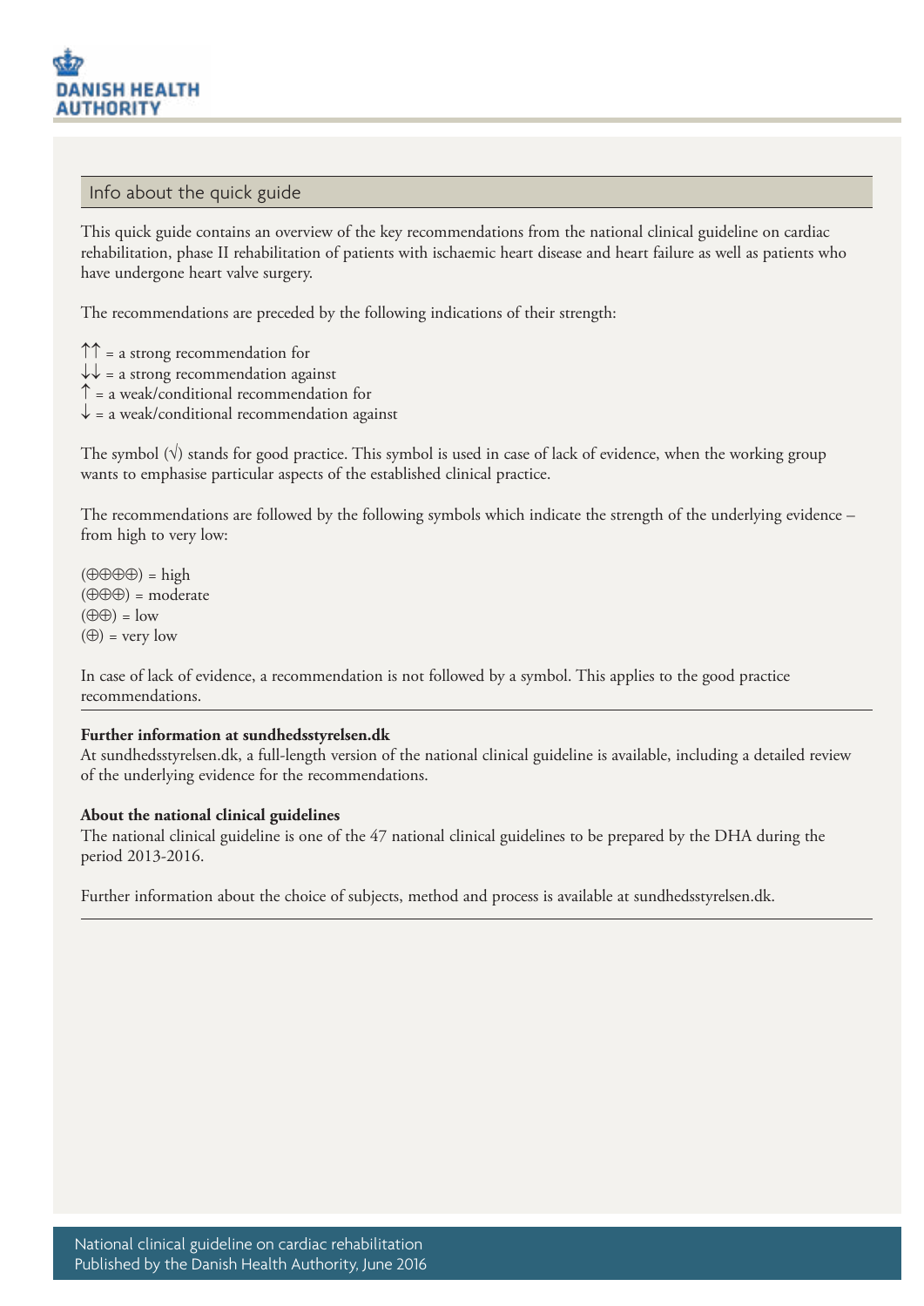DANISH HEALTH AUTHORITY

## Info about the quick guide

This quick guide contains an overview of the key recommendations from the national clinical guideline on cardiac rehabilitation, phase II rehabilitation of patients with ischaemic heart disease and heart failure as well as patients who have undergone heart valve surgery.

The recommendations are preceded by the following indications of their strength:

↑↑ = a strong recommendation for
↓↓ = a strong recommendation against
↑ = a weak/conditional recommendation for
↓ = a weak/conditional recommendation against

The symbol (√) stands for good practice. This symbol is used in case of lack of evidence, when the working group wants to emphasise particular aspects of the established clinical practice.

The recommendations are followed by the following symbols which indicate the strength of the underlying evidence – from high to very low:

(⊕⊕⊕⊕) = high
(⊕⊕⊕) = moderate
(⊕⊕) = low
(⊕) = very low

In case of lack of evidence, a recommendation is not followed by a symbol. This applies to the good practice recommendations.

---

**Further information at sundhedsstyrelsen.dk**
At sundhedsstyrelsen.dk, a full-length version of the national clinical guideline is available, including a detailed review of the underlying evidence for the recommendations.

**About the national clinical guidelines**
The national clinical guideline is one of the 47 national clinical guidelines to be prepared by the DHA during the period 2013-2016.

Further information about the choice of subjects, method and process is available at sundhedsstyrelsen.dk.

---

National clinical guideline on cardiac rehabilitation
Published by the Danish Health Authority, June 2016